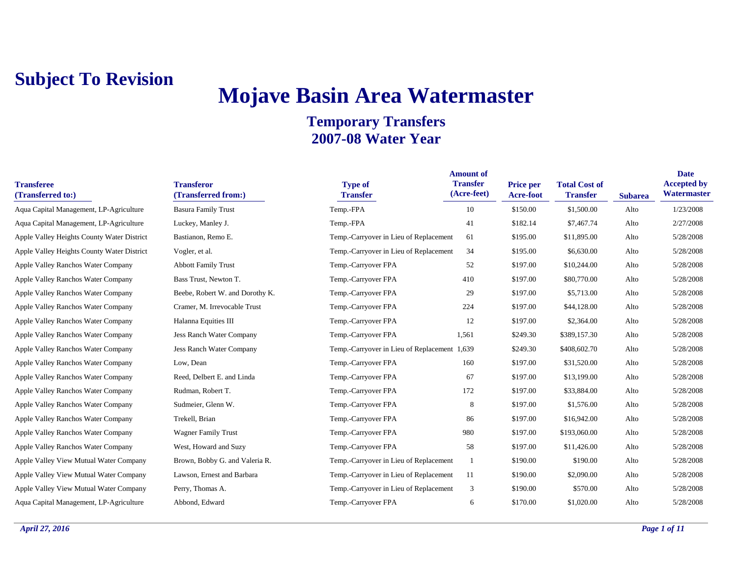**Subject To Revision**

# Mojave Basin Area Watermaster

## Temporary Transfers
## 2007-08 Water Year

| Transferee (Transferred to:) | Transferor (Transferred from:) | Type of Transfer | Amount of Transfer (Acre-feet) | Price per Acre-foot | Total Cost of Transfer | Subarea | Date Accepted by Watermaster |
|---|---|---|---|---|---|---|---|
| Aqua Capital Management, LP-Agriculture | Basura Family Trust | Temp.-FPA | 10 | $150.00 | $1,500.00 | Alto | 1/23/2008 |
| Aqua Capital Management, LP-Agriculture | Luckey, Manley J. | Temp.-FPA | 41 | $182.14 | $7,467.74 | Alto | 2/27/2008 |
| Apple Valley Heights County Water District | Bastianon, Remo E. | Temp.-Carryover in Lieu of Replacement | 61 | $195.00 | $11,895.00 | Alto | 5/28/2008 |
| Apple Valley Heights County Water District | Vogler, et al. | Temp.-Carryover in Lieu of Replacement | 34 | $195.00 | $6,630.00 | Alto | 5/28/2008 |
| Apple Valley Ranchos Water Company | Abbott Family Trust | Temp.-Carryover FPA | 52 | $197.00 | $10,244.00 | Alto | 5/28/2008 |
| Apple Valley Ranchos Water Company | Bass Trust, Newton T. | Temp.-Carryover FPA | 410 | $197.00 | $80,770.00 | Alto | 5/28/2008 |
| Apple Valley Ranchos Water Company | Beebe, Robert W. and Dorothy K. | Temp.-Carryover FPA | 29 | $197.00 | $5,713.00 | Alto | 5/28/2008 |
| Apple Valley Ranchos Water Company | Cramer, M. Irrevocable Trust | Temp.-Carryover FPA | 224 | $197.00 | $44,128.00 | Alto | 5/28/2008 |
| Apple Valley Ranchos Water Company | Halanna Equities III | Temp.-Carryover FPA | 12 | $197.00 | $2,364.00 | Alto | 5/28/2008 |
| Apple Valley Ranchos Water Company | Jess Ranch Water Company | Temp.-Carryover FPA | 1,561 | $249.30 | $389,157.30 | Alto | 5/28/2008 |
| Apple Valley Ranchos Water Company | Jess Ranch Water Company | Temp.-Carryover in Lieu of Replacement | 1,639 | $249.30 | $408,602.70 | Alto | 5/28/2008 |
| Apple Valley Ranchos Water Company | Low, Dean | Temp.-Carryover FPA | 160 | $197.00 | $31,520.00 | Alto | 5/28/2008 |
| Apple Valley Ranchos Water Company | Reed, Delbert E. and Linda | Temp.-Carryover FPA | 67 | $197.00 | $13,199.00 | Alto | 5/28/2008 |
| Apple Valley Ranchos Water Company | Rudman, Robert T. | Temp.-Carryover FPA | 172 | $197.00 | $33,884.00 | Alto | 5/28/2008 |
| Apple Valley Ranchos Water Company | Sudmeier, Glenn W. | Temp.-Carryover FPA | 8 | $197.00 | $1,576.00 | Alto | 5/28/2008 |
| Apple Valley Ranchos Water Company | Trekell, Brian | Temp.-Carryover FPA | 86 | $197.00 | $16,942.00 | Alto | 5/28/2008 |
| Apple Valley Ranchos Water Company | Wagner Family Trust | Temp.-Carryover FPA | 980 | $197.00 | $193,060.00 | Alto | 5/28/2008 |
| Apple Valley Ranchos Water Company | West, Howard and Suzy | Temp.-Carryover FPA | 58 | $197.00 | $11,426.00 | Alto | 5/28/2008 |
| Apple Valley View Mutual Water Company | Brown, Bobby G. and Valeria R. | Temp.-Carryover in Lieu of Replacement | 1 | $190.00 | $190.00 | Alto | 5/28/2008 |
| Apple Valley View Mutual Water Company | Lawson, Ernest and Barbara | Temp.-Carryover in Lieu of Replacement | 11 | $190.00 | $2,090.00 | Alto | 5/28/2008 |
| Apple Valley View Mutual Water Company | Perry, Thomas A. | Temp.-Carryover in Lieu of Replacement | 3 | $190.00 | $570.00 | Alto | 5/28/2008 |
| Aqua Capital Management, LP-Agriculture | Abbond, Edward | Temp.-Carryover FPA | 6 | $170.00 | $1,020.00 | Alto | 5/28/2008 |

*April 27, 2016*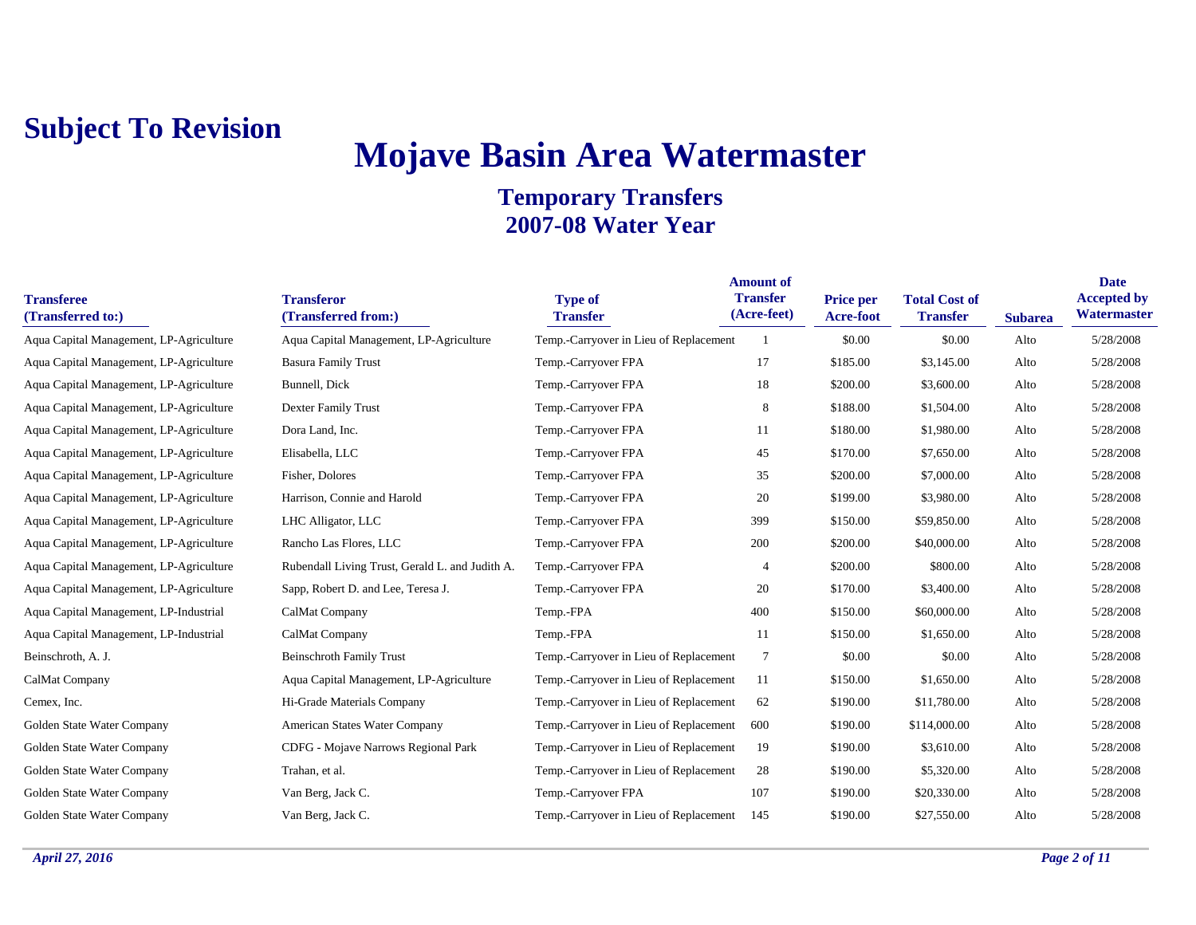**Subject To Revision**

# Mojave Basin Area Watermaster

## Temporary Transfers
## 2007-08 Water Year

| Transferee (Transferred to:) | Transferor (Transferred from:) | Type of Transfer | Amount of Transfer (Acre-feet) | Price per Acre-foot | Total Cost of Transfer | Subarea | Date Accepted by Watermaster |
|---|---|---|---|---|---|---|---|
| Aqua Capital Management, LP-Agriculture | Aqua Capital Management, LP-Agriculture | Temp.-Carryover in Lieu of Replacement | 1 | $0.00 | $0.00 | Alto | 5/28/2008 |
| Aqua Capital Management, LP-Agriculture | Basura Family Trust | Temp.-Carryover FPA | 17 | $185.00 | $3,145.00 | Alto | 5/28/2008 |
| Aqua Capital Management, LP-Agriculture | Bunnell, Dick | Temp.-Carryover FPA | 18 | $200.00 | $3,600.00 | Alto | 5/28/2008 |
| Aqua Capital Management, LP-Agriculture | Dexter Family Trust | Temp.-Carryover FPA | 8 | $188.00 | $1,504.00 | Alto | 5/28/2008 |
| Aqua Capital Management, LP-Agriculture | Dora Land, Inc. | Temp.-Carryover FPA | 11 | $180.00 | $1,980.00 | Alto | 5/28/2008 |
| Aqua Capital Management, LP-Agriculture | Elisabella, LLC | Temp.-Carryover FPA | 45 | $170.00 | $7,650.00 | Alto | 5/28/2008 |
| Aqua Capital Management, LP-Agriculture | Fisher, Dolores | Temp.-Carryover FPA | 35 | $200.00 | $7,000.00 | Alto | 5/28/2008 |
| Aqua Capital Management, LP-Agriculture | Harrison, Connie and Harold | Temp.-Carryover FPA | 20 | $199.00 | $3,980.00 | Alto | 5/28/2008 |
| Aqua Capital Management, LP-Agriculture | LHC Alligator, LLC | Temp.-Carryover FPA | 399 | $150.00 | $59,850.00 | Alto | 5/28/2008 |
| Aqua Capital Management, LP-Agriculture | Rancho Las Flores, LLC | Temp.-Carryover FPA | 200 | $200.00 | $40,000.00 | Alto | 5/28/2008 |
| Aqua Capital Management, LP-Agriculture | Rubendall Living Trust, Gerald L. and Judith A. | Temp.-Carryover FPA | 4 | $200.00 | $800.00 | Alto | 5/28/2008 |
| Aqua Capital Management, LP-Agriculture | Sapp, Robert D. and Lee, Teresa J. | Temp.-Carryover FPA | 20 | $170.00 | $3,400.00 | Alto | 5/28/2008 |
| Aqua Capital Management, LP-Industrial | CalMat Company | Temp.-FPA | 400 | $150.00 | $60,000.00 | Alto | 5/28/2008 |
| Aqua Capital Management, LP-Industrial | CalMat Company | Temp.-FPA | 11 | $150.00 | $1,650.00 | Alto | 5/28/2008 |
| Beinschroth, A. J. | Beinschroth Family Trust | Temp.-Carryover in Lieu of Replacement | 7 | $0.00 | $0.00 | Alto | 5/28/2008 |
| CalMat Company | Aqua Capital Management, LP-Agriculture | Temp.-Carryover in Lieu of Replacement | 11 | $150.00 | $1,650.00 | Alto | 5/28/2008 |
| Cemex, Inc. | Hi-Grade Materials Company | Temp.-Carryover in Lieu of Replacement | 62 | $190.00 | $11,780.00 | Alto | 5/28/2008 |
| Golden State Water Company | American States Water Company | Temp.-Carryover in Lieu of Replacement | 600 | $190.00 | $114,000.00 | Alto | 5/28/2008 |
| Golden State Water Company | CDFG - Mojave Narrows Regional Park | Temp.-Carryover in Lieu of Replacement | 19 | $190.00 | $3,610.00 | Alto | 5/28/2008 |
| Golden State Water Company | Trahan, et al. | Temp.-Carryover in Lieu of Replacement | 28 | $190.00 | $5,320.00 | Alto | 5/28/2008 |
| Golden State Water Company | Van Berg, Jack C. | Temp.-Carryover FPA | 107 | $190.00 | $20,330.00 | Alto | 5/28/2008 |
| Golden State Water Company | Van Berg, Jack C. | Temp.-Carryover in Lieu of Replacement | 145 | $190.00 | $27,550.00 | Alto | 5/28/2008 |

*April 27, 2016*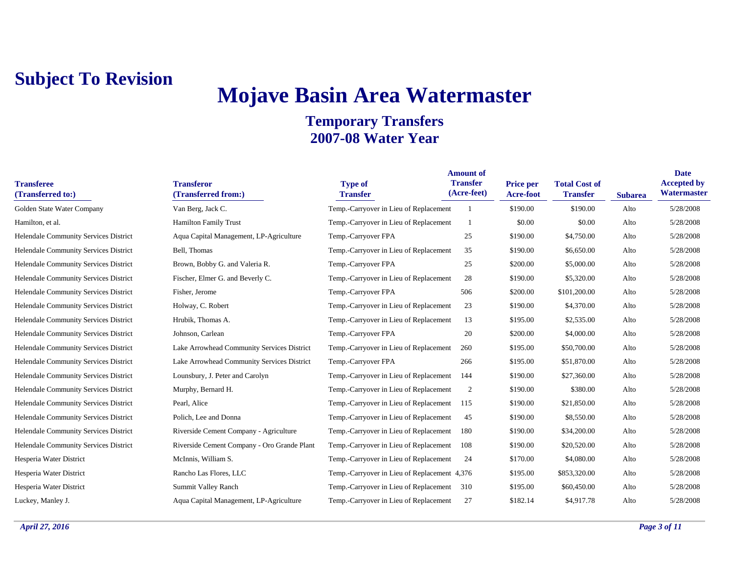**Subject To Revision**

# Mojave Basin Area Watermaster

## Temporary Transfers
## 2007-08 Water Year

| Transferee (Transferred to:) | Transferor (Transferred from:) | Type of Transfer | Amount of Transfer (Acre-feet) | Price per Acre-foot | Total Cost of Transfer | Subarea | Date Accepted by Watermaster |
|---|---|---|---|---|---|---|---|
| Golden State Water Company | Van Berg, Jack C. | Temp.-Carryover in Lieu of Replacement | 1 | $190.00 | $190.00 | Alto | 5/28/2008 |
| Hamilton, et al. | Hamilton Family Trust | Temp.-Carryover in Lieu of Replacement | 1 | $0.00 | $0.00 | Alto | 5/28/2008 |
| Helendale Community Services District | Aqua Capital Management, LP-Agriculture | Temp.-Carryover FPA | 25 | $190.00 | $4,750.00 | Alto | 5/28/2008 |
| Helendale Community Services District | Bell, Thomas | Temp.-Carryover in Lieu of Replacement | 35 | $190.00 | $6,650.00 | Alto | 5/28/2008 |
| Helendale Community Services District | Brown, Bobby G. and Valeria R. | Temp.-Carryover FPA | 25 | $200.00 | $5,000.00 | Alto | 5/28/2008 |
| Helendale Community Services District | Fischer, Elmer G. and Beverly C. | Temp.-Carryover in Lieu of Replacement | 28 | $190.00 | $5,320.00 | Alto | 5/28/2008 |
| Helendale Community Services District | Fisher, Jerome | Temp.-Carryover FPA | 506 | $200.00 | $101,200.00 | Alto | 5/28/2008 |
| Helendale Community Services District | Holway, C. Robert | Temp.-Carryover in Lieu of Replacement | 23 | $190.00 | $4,370.00 | Alto | 5/28/2008 |
| Helendale Community Services District | Hrubik, Thomas A. | Temp.-Carryover in Lieu of Replacement | 13 | $195.00 | $2,535.00 | Alto | 5/28/2008 |
| Helendale Community Services District | Johnson, Carlean | Temp.-Carryover FPA | 20 | $200.00 | $4,000.00 | Alto | 5/28/2008 |
| Helendale Community Services District | Lake Arrowhead Community Services District | Temp.-Carryover in Lieu of Replacement | 260 | $195.00 | $50,700.00 | Alto | 5/28/2008 |
| Helendale Community Services District | Lake Arrowhead Community Services District | Temp.-Carryover FPA | 266 | $195.00 | $51,870.00 | Alto | 5/28/2008 |
| Helendale Community Services District | Lounsbury, J. Peter and Carolyn | Temp.-Carryover in Lieu of Replacement | 144 | $190.00 | $27,360.00 | Alto | 5/28/2008 |
| Helendale Community Services District | Murphy, Bernard H. | Temp.-Carryover in Lieu of Replacement | 2 | $190.00 | $380.00 | Alto | 5/28/2008 |
| Helendale Community Services District | Pearl, Alice | Temp.-Carryover in Lieu of Replacement | 115 | $190.00 | $21,850.00 | Alto | 5/28/2008 |
| Helendale Community Services District | Polich, Lee and Donna | Temp.-Carryover in Lieu of Replacement | 45 | $190.00 | $8,550.00 | Alto | 5/28/2008 |
| Helendale Community Services District | Riverside Cement Company - Agriculture | Temp.-Carryover in Lieu of Replacement | 180 | $190.00 | $34,200.00 | Alto | 5/28/2008 |
| Helendale Community Services District | Riverside Cement Company - Oro Grande Plant | Temp.-Carryover in Lieu of Replacement | 108 | $190.00 | $20,520.00 | Alto | 5/28/2008 |
| Hesperia Water District | McInnis, William S. | Temp.-Carryover in Lieu of Replacement | 24 | $170.00 | $4,080.00 | Alto | 5/28/2008 |
| Hesperia Water District | Rancho Las Flores, LLC | Temp.-Carryover in Lieu of Replacement | 4,376 | $195.00 | $853,320.00 | Alto | 5/28/2008 |
| Hesperia Water District | Summit Valley Ranch | Temp.-Carryover in Lieu of Replacement | 310 | $195.00 | $60,450.00 | Alto | 5/28/2008 |
| Luckey, Manley J. | Aqua Capital Management, LP-Agriculture | Temp.-Carryover in Lieu of Replacement | 27 | $182.14 | $4,917.78 | Alto | 5/28/2008 |

*April 27, 2016*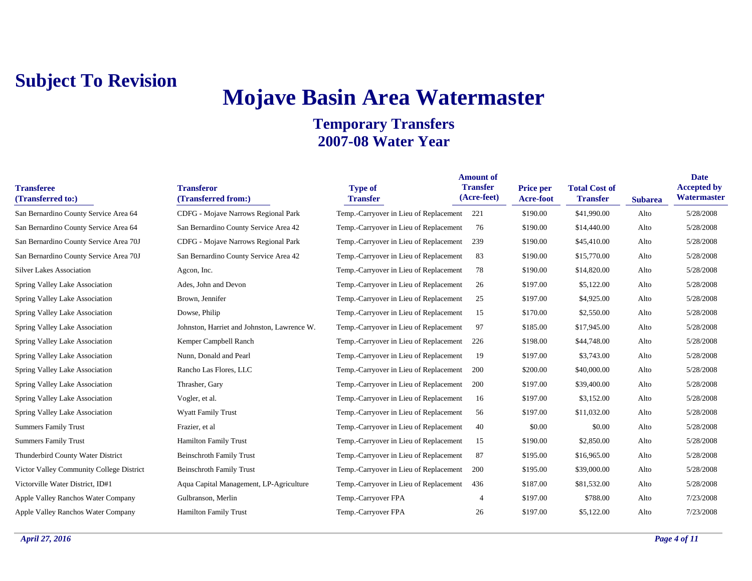**Subject To Revision**

# Mojave Basin Area Watermaster

## Temporary Transfers
## 2007-08 Water Year

| Transferee (Transferred to:) | Transferor (Transferred from:) | Type of Transfer | Amount of Transfer (Acre-feet) | Price per Acre-foot | Total Cost of Transfer | Subarea | Date Accepted by Watermaster |
|---|---|---|---|---|---|---|---|
| San Bernardino County Service Area 64 | CDFG - Mojave Narrows Regional Park | Temp.-Carryover in Lieu of Replacement | 221 | $190.00 | $41,990.00 | Alto | 5/28/2008 |
| San Bernardino County Service Area 64 | San Bernardino County Service Area 42 | Temp.-Carryover in Lieu of Replacement | 76 | $190.00 | $14,440.00 | Alto | 5/28/2008 |
| San Bernardino County Service Area 70J | CDFG - Mojave Narrows Regional Park | Temp.-Carryover in Lieu of Replacement | 239 | $190.00 | $45,410.00 | Alto | 5/28/2008 |
| San Bernardino County Service Area 70J | San Bernardino County Service Area 42 | Temp.-Carryover in Lieu of Replacement | 83 | $190.00 | $15,770.00 | Alto | 5/28/2008 |
| Silver Lakes Association | Agcon, Inc. | Temp.-Carryover in Lieu of Replacement | 78 | $190.00 | $14,820.00 | Alto | 5/28/2008 |
| Spring Valley Lake Association | Ades, John and Devon | Temp.-Carryover in Lieu of Replacement | 26 | $197.00 | $5,122.00 | Alto | 5/28/2008 |
| Spring Valley Lake Association | Brown, Jennifer | Temp.-Carryover in Lieu of Replacement | 25 | $197.00 | $4,925.00 | Alto | 5/28/2008 |
| Spring Valley Lake Association | Dowse, Philip | Temp.-Carryover in Lieu of Replacement | 15 | $170.00 | $2,550.00 | Alto | 5/28/2008 |
| Spring Valley Lake Association | Johnston, Harriet and Johnston, Lawrence W. | Temp.-Carryover in Lieu of Replacement | 97 | $185.00 | $17,945.00 | Alto | 5/28/2008 |
| Spring Valley Lake Association | Kemper Campbell Ranch | Temp.-Carryover in Lieu of Replacement | 226 | $198.00 | $44,748.00 | Alto | 5/28/2008 |
| Spring Valley Lake Association | Nunn, Donald and Pearl | Temp.-Carryover in Lieu of Replacement | 19 | $197.00 | $3,743.00 | Alto | 5/28/2008 |
| Spring Valley Lake Association | Rancho Las Flores, LLC | Temp.-Carryover in Lieu of Replacement | 200 | $200.00 | $40,000.00 | Alto | 5/28/2008 |
| Spring Valley Lake Association | Thrasher, Gary | Temp.-Carryover in Lieu of Replacement | 200 | $197.00 | $39,400.00 | Alto | 5/28/2008 |
| Spring Valley Lake Association | Vogler, et al. | Temp.-Carryover in Lieu of Replacement | 16 | $197.00 | $3,152.00 | Alto | 5/28/2008 |
| Spring Valley Lake Association | Wyatt Family Trust | Temp.-Carryover in Lieu of Replacement | 56 | $197.00 | $11,032.00 | Alto | 5/28/2008 |
| Summers Family Trust | Frazier, et al | Temp.-Carryover in Lieu of Replacement | 40 | $0.00 | $0.00 | Alto | 5/28/2008 |
| Summers Family Trust | Hamilton Family Trust | Temp.-Carryover in Lieu of Replacement | 15 | $190.00 | $2,850.00 | Alto | 5/28/2008 |
| Thunderbird County Water District | Beinschroth Family Trust | Temp.-Carryover in Lieu of Replacement | 87 | $195.00 | $16,965.00 | Alto | 5/28/2008 |
| Victor Valley Community College District | Beinschroth Family Trust | Temp.-Carryover in Lieu of Replacement | 200 | $195.00 | $39,000.00 | Alto | 5/28/2008 |
| Victorville Water District, ID#1 | Aqua Capital Management, LP-Agriculture | Temp.-Carryover in Lieu of Replacement | 436 | $187.00 | $81,532.00 | Alto | 5/28/2008 |
| Apple Valley Ranchos Water Company | Gulbranson, Merlin | Temp.-Carryover FPA | 4 | $197.00 | $788.00 | Alto | 7/23/2008 |
| Apple Valley Ranchos Water Company | Hamilton Family Trust | Temp.-Carryover FPA | 26 | $197.00 | $5,122.00 | Alto | 7/23/2008 |

*April 27, 2016*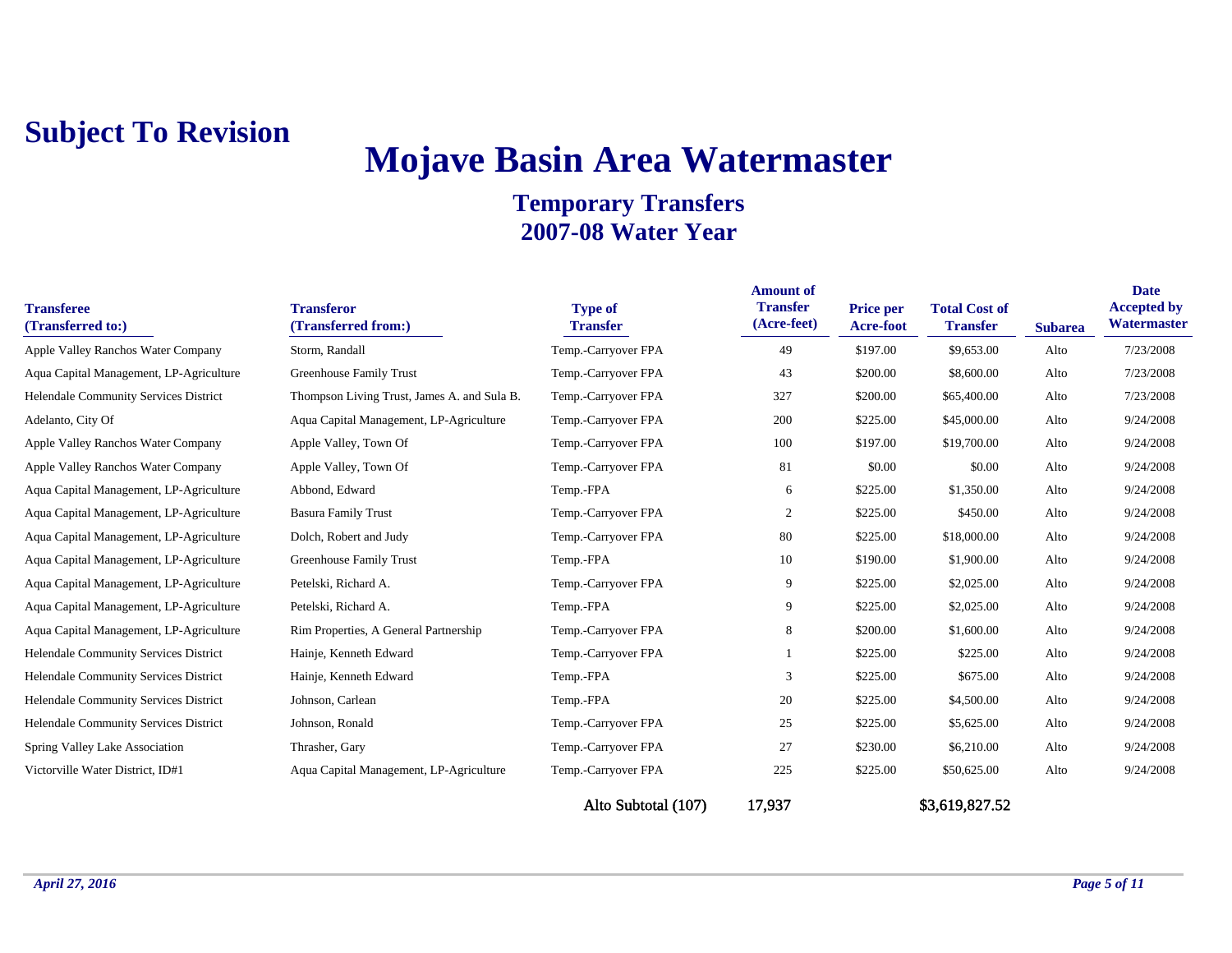**Subject To Revision**

# Mojave Basin Area Watermaster

## Temporary Transfers
## 2007-08 Water Year

| Transferee (Transferred to:) | Transferor (Transferred from:) | Type of Transfer | Amount of Transfer (Acre-feet) | Price per Acre-foot | Total Cost of Transfer | Subarea | Date Accepted by Watermaster |
|---|---|---|---|---|---|---|---|
| Apple Valley Ranchos Water Company | Storm, Randall | Temp.-Carryover FPA | 49 | $197.00 | $9,653.00 | Alto | 7/23/2008 |
| Aqua Capital Management, LP-Agriculture | Greenhouse Family Trust | Temp.-Carryover FPA | 43 | $200.00 | $8,600.00 | Alto | 7/23/2008 |
| Helendale Community Services District | Thompson Living Trust, James A. and Sula B. | Temp.-Carryover FPA | 327 | $200.00 | $65,400.00 | Alto | 7/23/2008 |
| Adelanto, City Of | Aqua Capital Management, LP-Agriculture | Temp.-Carryover FPA | 200 | $225.00 | $45,000.00 | Alto | 9/24/2008 |
| Apple Valley Ranchos Water Company | Apple Valley, Town Of | Temp.-Carryover FPA | 100 | $197.00 | $19,700.00 | Alto | 9/24/2008 |
| Apple Valley Ranchos Water Company | Apple Valley, Town Of | Temp.-Carryover FPA | 81 | $0.00 | $0.00 | Alto | 9/24/2008 |
| Aqua Capital Management, LP-Agriculture | Abbond, Edward | Temp.-FPA | 6 | $225.00 | $1,350.00 | Alto | 9/24/2008 |
| Aqua Capital Management, LP-Agriculture | Basura Family Trust | Temp.-Carryover FPA | 2 | $225.00 | $450.00 | Alto | 9/24/2008 |
| Aqua Capital Management, LP-Agriculture | Dolch, Robert and Judy | Temp.-Carryover FPA | 80 | $225.00 | $18,000.00 | Alto | 9/24/2008 |
| Aqua Capital Management, LP-Agriculture | Greenhouse Family Trust | Temp.-FPA | 10 | $190.00 | $1,900.00 | Alto | 9/24/2008 |
| Aqua Capital Management, LP-Agriculture | Petelski, Richard A. | Temp.-Carryover FPA | 9 | $225.00 | $2,025.00 | Alto | 9/24/2008 |
| Aqua Capital Management, LP-Agriculture | Petelski, Richard A. | Temp.-FPA | 9 | $225.00 | $2,025.00 | Alto | 9/24/2008 |
| Aqua Capital Management, LP-Agriculture | Rim Properties, A General Partnership | Temp.-Carryover FPA | 8 | $200.00 | $1,600.00 | Alto | 9/24/2008 |
| Helendale Community Services District | Hainje, Kenneth Edward | Temp.-Carryover FPA | 1 | $225.00 | $225.00 | Alto | 9/24/2008 |
| Helendale Community Services District | Hainje, Kenneth Edward | Temp.-FPA | 3 | $225.00 | $675.00 | Alto | 9/24/2008 |
| Helendale Community Services District | Johnson, Carlean | Temp.-FPA | 20 | $225.00 | $4,500.00 | Alto | 9/24/2008 |
| Helendale Community Services District | Johnson, Ronald | Temp.-Carryover FPA | 25 | $225.00 | $5,625.00 | Alto | 9/24/2008 |
| Spring Valley Lake Association | Thrasher, Gary | Temp.-Carryover FPA | 27 | $230.00 | $6,210.00 | Alto | 9/24/2008 |
| Victorville Water District, ID#1 | Aqua Capital Management, LP-Agriculture | Temp.-Carryover FPA | 225 | $225.00 | $50,625.00 | Alto | 9/24/2008 |
| | | Alto Subtotal (107) | 17,937 | | $3,619,827.52 | | |

*April 27, 2016*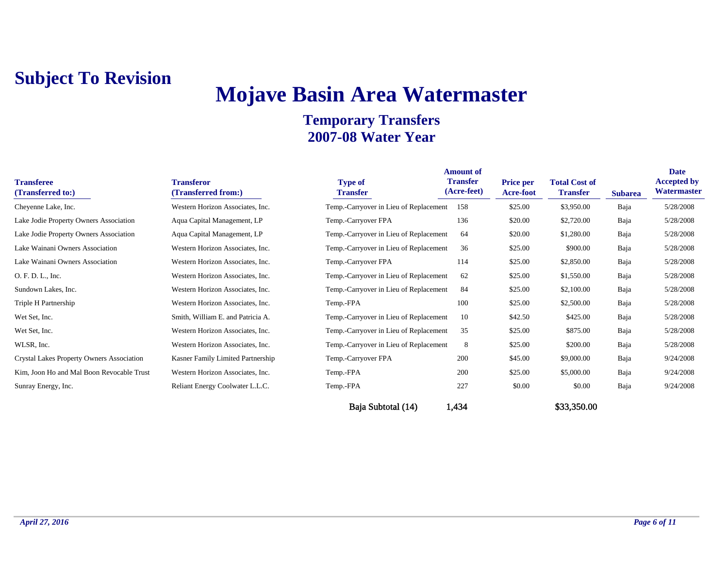**Subject To Revision**

# Mojave Basin Area Watermaster

## Temporary Transfers
## 2007-08 Water Year

| Transferee (Transferred to:) | Transferor (Transferred from:) | Type of Transfer | Amount of Transfer (Acre-feet) | Price per Acre-foot | Total Cost of Transfer | Subarea | Date Accepted by Watermaster |
|---|---|---|---|---|---|---|---|
| Cheyenne Lake, Inc. | Western Horizon Associates, Inc. | Temp.-Carryover in Lieu of Replacement | 158 | $25.00 | $3,950.00 | Baja | 5/28/2008 |
| Lake Jodie Property Owners Association | Aqua Capital Management, LP | Temp.-Carryover FPA | 136 | $20.00 | $2,720.00 | Baja | 5/28/2008 |
| Lake Jodie Property Owners Association | Aqua Capital Management, LP | Temp.-Carryover in Lieu of Replacement | 64 | $20.00 | $1,280.00 | Baja | 5/28/2008 |
| Lake Wainani Owners Association | Western Horizon Associates, Inc. | Temp.-Carryover in Lieu of Replacement | 36 | $25.00 | $900.00 | Baja | 5/28/2008 |
| Lake Wainani Owners Association | Western Horizon Associates, Inc. | Temp.-Carryover FPA | 114 | $25.00 | $2,850.00 | Baja | 5/28/2008 |
| O. F. D. L., Inc. | Western Horizon Associates, Inc. | Temp.-Carryover in Lieu of Replacement | 62 | $25.00 | $1,550.00 | Baja | 5/28/2008 |
| Sundown Lakes, Inc. | Western Horizon Associates, Inc. | Temp.-Carryover in Lieu of Replacement | 84 | $25.00 | $2,100.00 | Baja | 5/28/2008 |
| Triple H Partnership | Western Horizon Associates, Inc. | Temp.-FPA | 100 | $25.00 | $2,500.00 | Baja | 5/28/2008 |
| Wet Set, Inc. | Smith, William E. and Patricia A. | Temp.-Carryover in Lieu of Replacement | 10 | $42.50 | $425.00 | Baja | 5/28/2008 |
| Wet Set, Inc. | Western Horizon Associates, Inc. | Temp.-Carryover in Lieu of Replacement | 35 | $25.00 | $875.00 | Baja | 5/28/2008 |
| WLSR, Inc. | Western Horizon Associates, Inc. | Temp.-Carryover in Lieu of Replacement | 8 | $25.00 | $200.00 | Baja | 5/28/2008 |
| Crystal Lakes Property Owners Association | Kasner Family Limited Partnership | Temp.-Carryover FPA | 200 | $45.00 | $9,000.00 | Baja | 9/24/2008 |
| Kim, Joon Ho and Mal Boon Revocable Trust | Western Horizon Associates, Inc. | Temp.-FPA | 200 | $25.00 | $5,000.00 | Baja | 9/24/2008 |
| Sunray Energy, Inc. | Reliant Energy Coolwater L.L.C. | Temp.-FPA | 227 | $0.00 | $0.00 | Baja | 9/24/2008 |
| | | Baja Subtotal (14) | 1,434 | | $33,350.00 | | |

*April 27, 2016*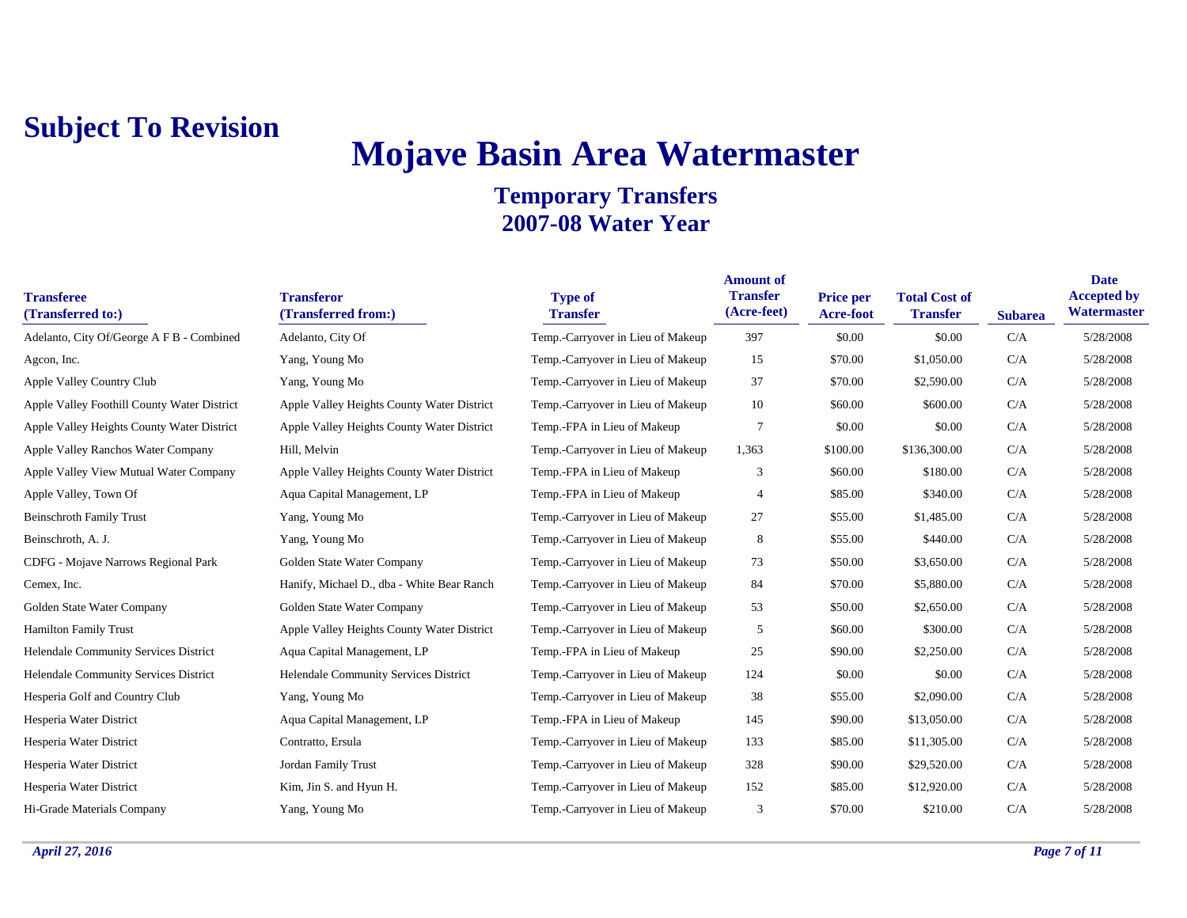**Subject To Revision**

# Mojave Basin Area Watermaster

## Temporary Transfers
## 2007-08 Water Year

| Transferee (Transferred to:) | Transferor (Transferred from:) | Type of Transfer | Amount of Transfer (Acre-feet) | Price per Acre-foot | Total Cost of Transfer | Subarea | Date Accepted by Watermaster |
|---|---|---|---|---|---|---|---|
| Adelanto, City Of/George A F B - Combined | Adelanto, City Of | Temp.-Carryover in Lieu of Makeup | 397 | $0.00 | $0.00 | C/A | 5/28/2008 |
| Agcon, Inc. | Yang, Young Mo | Temp.-Carryover in Lieu of Makeup | 15 | $70.00 | $1,050.00 | C/A | 5/28/2008 |
| Apple Valley Country Club | Yang, Young Mo | Temp.-Carryover in Lieu of Makeup | 37 | $70.00 | $2,590.00 | C/A | 5/28/2008 |
| Apple Valley Foothill County Water District | Apple Valley Heights County Water District | Temp.-Carryover in Lieu of Makeup | 10 | $60.00 | $600.00 | C/A | 5/28/2008 |
| Apple Valley Heights County Water District | Apple Valley Heights County Water District | Temp.-FPA in Lieu of Makeup | 7 | $0.00 | $0.00 | C/A | 5/28/2008 |
| Apple Valley Ranchos Water Company | Hill, Melvin | Temp.-Carryover in Lieu of Makeup | 1,363 | $100.00 | $136,300.00 | C/A | 5/28/2008 |
| Apple Valley View Mutual Water Company | Apple Valley Heights County Water District | Temp.-FPA in Lieu of Makeup | 3 | $60.00 | $180.00 | C/A | 5/28/2008 |
| Apple Valley, Town Of | Aqua Capital Management, LP | Temp.-FPA in Lieu of Makeup | 4 | $85.00 | $340.00 | C/A | 5/28/2008 |
| Beinschroth Family Trust | Yang, Young Mo | Temp.-Carryover in Lieu of Makeup | 27 | $55.00 | $1,485.00 | C/A | 5/28/2008 |
| Beinschroth, A. J. | Yang, Young Mo | Temp.-Carryover in Lieu of Makeup | 8 | $55.00 | $440.00 | C/A | 5/28/2008 |
| CDFG - Mojave Narrows Regional Park | Golden State Water Company | Temp.-Carryover in Lieu of Makeup | 73 | $50.00 | $3,650.00 | C/A | 5/28/2008 |
| Cemex, Inc. | Hanify, Michael D., dba - White Bear Ranch | Temp.-Carryover in Lieu of Makeup | 84 | $70.00 | $5,880.00 | C/A | 5/28/2008 |
| Golden State Water Company | Golden State Water Company | Temp.-Carryover in Lieu of Makeup | 53 | $50.00 | $2,650.00 | C/A | 5/28/2008 |
| Hamilton Family Trust | Apple Valley Heights County Water District | Temp.-Carryover in Lieu of Makeup | 5 | $60.00 | $300.00 | C/A | 5/28/2008 |
| Helendale Community Services District | Aqua Capital Management, LP | Temp.-FPA in Lieu of Makeup | 25 | $90.00 | $2,250.00 | C/A | 5/28/2008 |
| Helendale Community Services District | Helendale Community Services District | Temp.-Carryover in Lieu of Makeup | 124 | $0.00 | $0.00 | C/A | 5/28/2008 |
| Hesperia Golf and Country Club | Yang, Young Mo | Temp.-Carryover in Lieu of Makeup | 38 | $55.00 | $2,090.00 | C/A | 5/28/2008 |
| Hesperia Water District | Aqua Capital Management, LP | Temp.-FPA in Lieu of Makeup | 145 | $90.00 | $13,050.00 | C/A | 5/28/2008 |
| Hesperia Water District | Contratto, Ersula | Temp.-Carryover in Lieu of Makeup | 133 | $85.00 | $11,305.00 | C/A | 5/28/2008 |
| Hesperia Water District | Jordan Family Trust | Temp.-Carryover in Lieu of Makeup | 328 | $90.00 | $29,520.00 | C/A | 5/28/2008 |
| Hesperia Water District | Kim, Jin S. and Hyun H. | Temp.-Carryover in Lieu of Makeup | 152 | $85.00 | $12,920.00 | C/A | 5/28/2008 |
| Hi-Grade Materials Company | Yang, Young Mo | Temp.-Carryover in Lieu of Makeup | 3 | $70.00 | $210.00 | C/A | 5/28/2008 |

*April 27, 2016*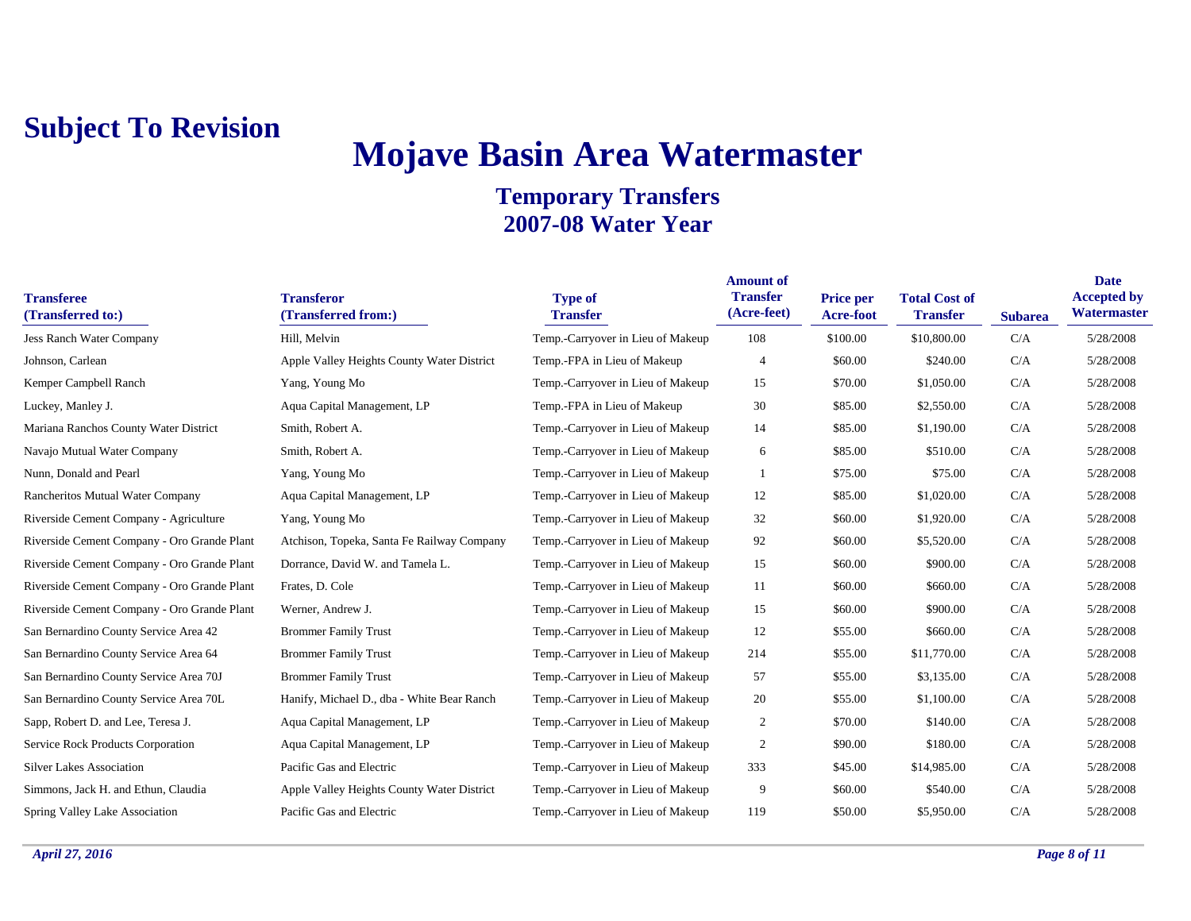**Subject To Revision**

# Mojave Basin Area Watermaster

## Temporary Transfers
## 2007-08 Water Year

| Transferee (Transferred to:) | Transferor (Transferred from:) | Type of Transfer | Amount of Transfer (Acre-feet) | Price per Acre-foot | Total Cost of Transfer | Subarea | Date Accepted by Watermaster |
|---|---|---|---|---|---|---|---|
| Jess Ranch Water Company | Hill, Melvin | Temp.-Carryover in Lieu of Makeup | 108 | $100.00 | $10,800.00 | C/A | 5/28/2008 |
| Johnson, Carlean | Apple Valley Heights County Water District | Temp.-FPA in Lieu of Makeup | 4 | $60.00 | $240.00 | C/A | 5/28/2008 |
| Kemper Campbell Ranch | Yang, Young Mo | Temp.-Carryover in Lieu of Makeup | 15 | $70.00 | $1,050.00 | C/A | 5/28/2008 |
| Luckey, Manley J. | Aqua Capital Management, LP | Temp.-FPA in Lieu of Makeup | 30 | $85.00 | $2,550.00 | C/A | 5/28/2008 |
| Mariana Ranchos County Water District | Smith, Robert A. | Temp.-Carryover in Lieu of Makeup | 14 | $85.00 | $1,190.00 | C/A | 5/28/2008 |
| Navajo Mutual Water Company | Smith, Robert A. | Temp.-Carryover in Lieu of Makeup | 6 | $85.00 | $510.00 | C/A | 5/28/2008 |
| Nunn, Donald and Pearl | Yang, Young Mo | Temp.-Carryover in Lieu of Makeup | 1 | $75.00 | $75.00 | C/A | 5/28/2008 |
| Rancheritos Mutual Water Company | Aqua Capital Management, LP | Temp.-Carryover in Lieu of Makeup | 12 | $85.00 | $1,020.00 | C/A | 5/28/2008 |
| Riverside Cement Company - Agriculture | Yang, Young Mo | Temp.-Carryover in Lieu of Makeup | 32 | $60.00 | $1,920.00 | C/A | 5/28/2008 |
| Riverside Cement Company - Oro Grande Plant | Atchison, Topeka, Santa Fe Railway Company | Temp.-Carryover in Lieu of Makeup | 92 | $60.00 | $5,520.00 | C/A | 5/28/2008 |
| Riverside Cement Company - Oro Grande Plant | Dorrance, David W. and Tamela L. | Temp.-Carryover in Lieu of Makeup | 15 | $60.00 | $900.00 | C/A | 5/28/2008 |
| Riverside Cement Company - Oro Grande Plant | Frates, D. Cole | Temp.-Carryover in Lieu of Makeup | 11 | $60.00 | $660.00 | C/A | 5/28/2008 |
| Riverside Cement Company - Oro Grande Plant | Werner, Andrew J. | Temp.-Carryover in Lieu of Makeup | 15 | $60.00 | $900.00 | C/A | 5/28/2008 |
| San Bernardino County Service Area 42 | Brommer Family Trust | Temp.-Carryover in Lieu of Makeup | 12 | $55.00 | $660.00 | C/A | 5/28/2008 |
| San Bernardino County Service Area 64 | Brommer Family Trust | Temp.-Carryover in Lieu of Makeup | 214 | $55.00 | $11,770.00 | C/A | 5/28/2008 |
| San Bernardino County Service Area 70J | Brommer Family Trust | Temp.-Carryover in Lieu of Makeup | 57 | $55.00 | $3,135.00 | C/A | 5/28/2008 |
| San Bernardino County Service Area 70L | Hanify, Michael D., dba - White Bear Ranch | Temp.-Carryover in Lieu of Makeup | 20 | $55.00 | $1,100.00 | C/A | 5/28/2008 |
| Sapp, Robert D. and Lee, Teresa J. | Aqua Capital Management, LP | Temp.-Carryover in Lieu of Makeup | 2 | $70.00 | $140.00 | C/A | 5/28/2008 |
| Service Rock Products Corporation | Aqua Capital Management, LP | Temp.-Carryover in Lieu of Makeup | 2 | $90.00 | $180.00 | C/A | 5/28/2008 |
| Silver Lakes Association | Pacific Gas and Electric | Temp.-Carryover in Lieu of Makeup | 333 | $45.00 | $14,985.00 | C/A | 5/28/2008 |
| Simmons, Jack H. and Ethun, Claudia | Apple Valley Heights County Water District | Temp.-Carryover in Lieu of Makeup | 9 | $60.00 | $540.00 | C/A | 5/28/2008 |
| Spring Valley Lake Association | Pacific Gas and Electric | Temp.-Carryover in Lieu of Makeup | 119 | $50.00 | $5,950.00 | C/A | 5/28/2008 |

*April 27, 2016*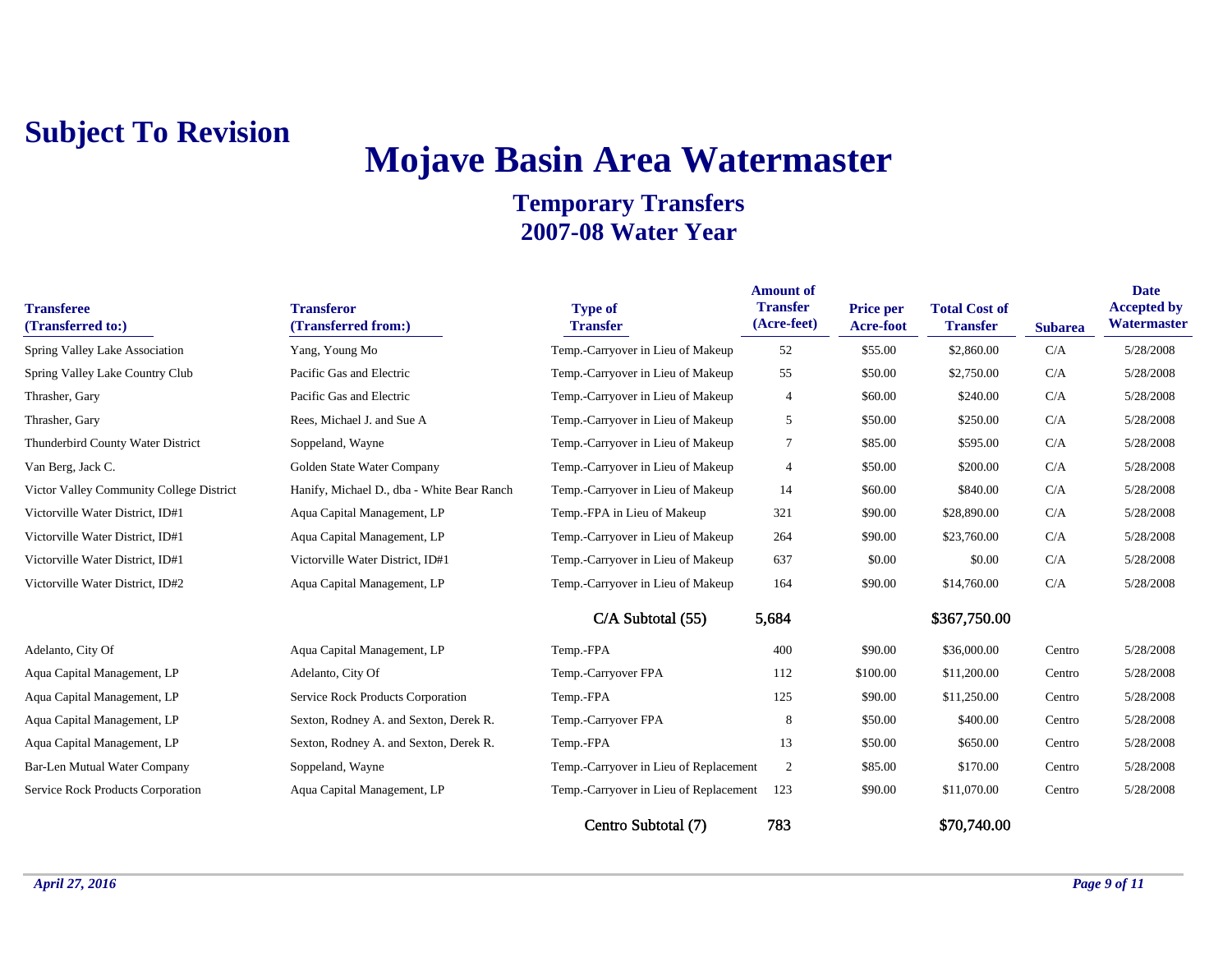**Subject To Revision**

# Mojave Basin Area Watermaster

## Temporary Transfers
## 2007-08 Water Year

| Transferee (Transferred to:) | Transferor (Transferred from:) | Type of Transfer | Amount of Transfer (Acre-feet) | Price per Acre-foot | Total Cost of Transfer | Subarea | Date Accepted by Watermaster |
|---|---|---|---|---|---|---|---|
| Spring Valley Lake Association | Yang, Young Mo | Temp.-Carryover in Lieu of Makeup | 52 | $55.00 | $2,860.00 | C/A | 5/28/2008 |
| Spring Valley Lake Country Club | Pacific Gas and Electric | Temp.-Carryover in Lieu of Makeup | 55 | $50.00 | $2,750.00 | C/A | 5/28/2008 |
| Thrasher, Gary | Pacific Gas and Electric | Temp.-Carryover in Lieu of Makeup | 4 | $60.00 | $240.00 | C/A | 5/28/2008 |
| Thrasher, Gary | Rees, Michael J. and Sue A | Temp.-Carryover in Lieu of Makeup | 5 | $50.00 | $250.00 | C/A | 5/28/2008 |
| Thunderbird County Water District | Soppeland, Wayne | Temp.-Carryover in Lieu of Makeup | 7 | $85.00 | $595.00 | C/A | 5/28/2008 |
| Van Berg, Jack C. | Golden State Water Company | Temp.-Carryover in Lieu of Makeup | 4 | $50.00 | $200.00 | C/A | 5/28/2008 |
| Victor Valley Community College District | Hanify, Michael D., dba - White Bear Ranch | Temp.-Carryover in Lieu of Makeup | 14 | $60.00 | $840.00 | C/A | 5/28/2008 |
| Victorville Water District, ID#1 | Aqua Capital Management, LP | Temp.-FPA in Lieu of Makeup | 321 | $90.00 | $28,890.00 | C/A | 5/28/2008 |
| Victorville Water District, ID#1 | Aqua Capital Management, LP | Temp.-Carryover in Lieu of Makeup | 264 | $90.00 | $23,760.00 | C/A | 5/28/2008 |
| Victorville Water District, ID#1 | Victorville Water District, ID#1 | Temp.-Carryover in Lieu of Makeup | 637 | $0.00 | $0.00 | C/A | 5/28/2008 |
| Victorville Water District, ID#2 | Aqua Capital Management, LP | Temp.-Carryover in Lieu of Makeup | 164 | $90.00 | $14,760.00 | C/A | 5/28/2008 |
| | | C/A Subtotal (55) | 5,684 | | $367,750.00 | | |
| Adelanto, City Of | Aqua Capital Management, LP | Temp.-FPA | 400 | $90.00 | $36,000.00 | Centro | 5/28/2008 |
| Aqua Capital Management, LP | Adelanto, City Of | Temp.-Carryover FPA | 112 | $100.00 | $11,200.00 | Centro | 5/28/2008 |
| Aqua Capital Management, LP | Service Rock Products Corporation | Temp.-FPA | 125 | $90.00 | $11,250.00 | Centro | 5/28/2008 |
| Aqua Capital Management, LP | Sexton, Rodney A. and Sexton, Derek R. | Temp.-Carryover FPA | 8 | $50.00 | $400.00 | Centro | 5/28/2008 |
| Aqua Capital Management, LP | Sexton, Rodney A. and Sexton, Derek R. | Temp.-FPA | 13 | $50.00 | $650.00 | Centro | 5/28/2008 |
| Bar-Len Mutual Water Company | Soppeland, Wayne | Temp.-Carryover in Lieu of Replacement | 2 | $85.00 | $170.00 | Centro | 5/28/2008 |
| Service Rock Products Corporation | Aqua Capital Management, LP | Temp.-Carryover in Lieu of Replacement | 123 | $90.00 | $11,070.00 | Centro | 5/28/2008 |
| | | Centro Subtotal (7) | 783 | | $70,740.00 | | |

*April 27, 2016*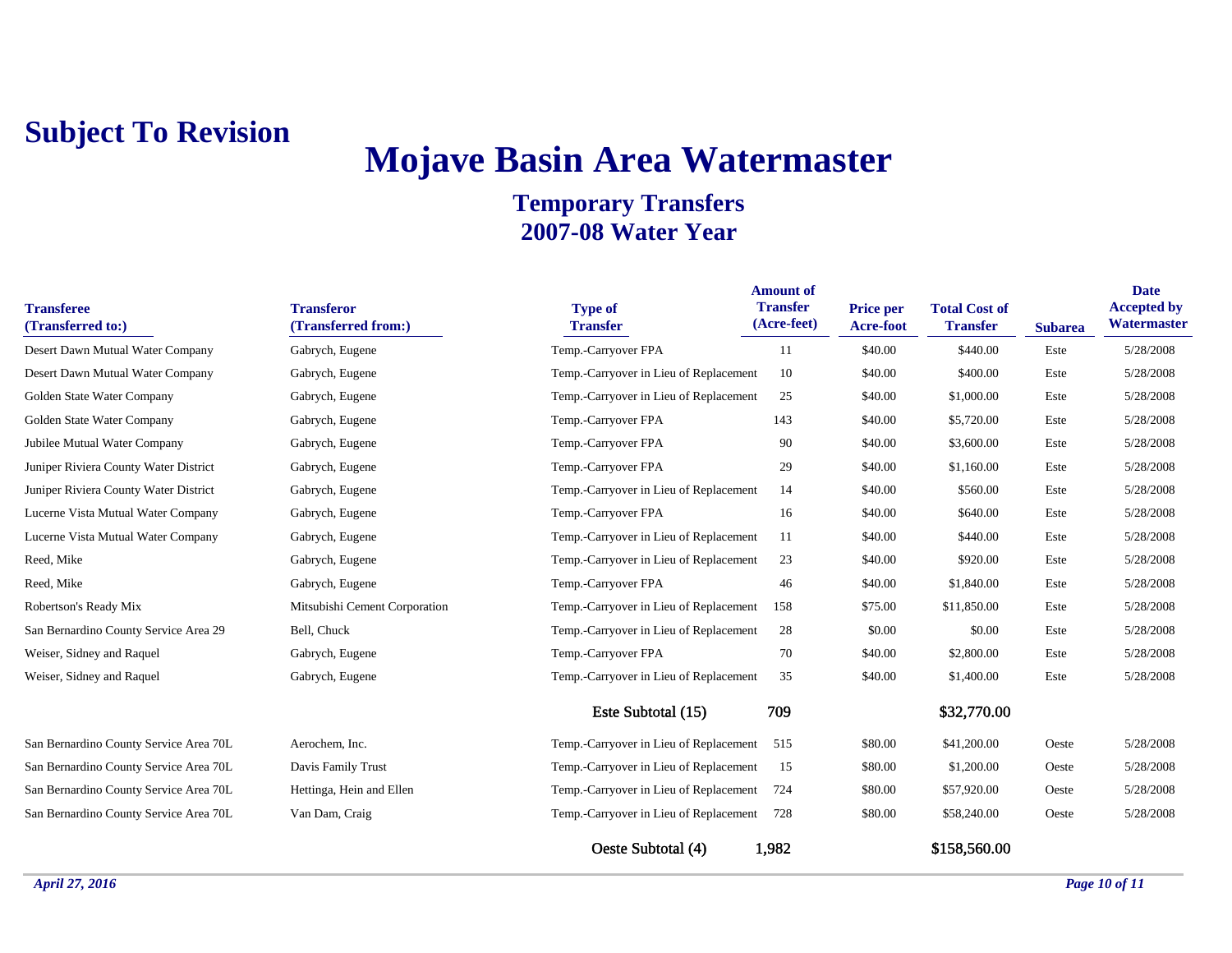**Subject To Revision**

# Mojave Basin Area Watermaster

## Temporary Transfers
## 2007-08 Water Year

| Transferee (Transferred to:) | Transferor (Transferred from:) | Type of Transfer | Amount of Transfer (Acre-feet) | Price per Acre-foot | Total Cost of Transfer | Subarea | Date Accepted by Watermaster |
|---|---|---|---|---|---|---|---|
| Desert Dawn Mutual Water Company | Gabrych, Eugene | Temp.-Carryover FPA | 11 | $40.00 | $440.00 | Este | 5/28/2008 |
| Desert Dawn Mutual Water Company | Gabrych, Eugene | Temp.-Carryover in Lieu of Replacement | 10 | $40.00 | $400.00 | Este | 5/28/2008 |
| Golden State Water Company | Gabrych, Eugene | Temp.-Carryover in Lieu of Replacement | 25 | $40.00 | $1,000.00 | Este | 5/28/2008 |
| Golden State Water Company | Gabrych, Eugene | Temp.-Carryover FPA | 143 | $40.00 | $5,720.00 | Este | 5/28/2008 |
| Jubilee Mutual Water Company | Gabrych, Eugene | Temp.-Carryover FPA | 90 | $40.00 | $3,600.00 | Este | 5/28/2008 |
| Juniper Riviera County Water District | Gabrych, Eugene | Temp.-Carryover FPA | 29 | $40.00 | $1,160.00 | Este | 5/28/2008 |
| Juniper Riviera County Water District | Gabrych, Eugene | Temp.-Carryover in Lieu of Replacement | 14 | $40.00 | $560.00 | Este | 5/28/2008 |
| Lucerne Vista Mutual Water Company | Gabrych, Eugene | Temp.-Carryover FPA | 16 | $40.00 | $640.00 | Este | 5/28/2008 |
| Lucerne Vista Mutual Water Company | Gabrych, Eugene | Temp.-Carryover in Lieu of Replacement | 11 | $40.00 | $440.00 | Este | 5/28/2008 |
| Reed, Mike | Gabrych, Eugene | Temp.-Carryover in Lieu of Replacement | 23 | $40.00 | $920.00 | Este | 5/28/2008 |
| Reed, Mike | Gabrych, Eugene | Temp.-Carryover FPA | 46 | $40.00 | $1,840.00 | Este | 5/28/2008 |
| Robertson's Ready Mix | Mitsubishi Cement Corporation | Temp.-Carryover in Lieu of Replacement | 158 | $75.00 | $11,850.00 | Este | 5/28/2008 |
| San Bernardino County Service Area 29 | Bell, Chuck | Temp.-Carryover in Lieu of Replacement | 28 | $0.00 | $0.00 | Este | 5/28/2008 |
| Weiser, Sidney and Raquel | Gabrych, Eugene | Temp.-Carryover FPA | 70 | $40.00 | $2,800.00 | Este | 5/28/2008 |
| Weiser, Sidney and Raquel | Gabrych, Eugene | Temp.-Carryover in Lieu of Replacement | 35 | $40.00 | $1,400.00 | Este | 5/28/2008 |
| | | Este Subtotal (15) | 709 | | $32,770.00 | | |
| San Bernardino County Service Area 70L | Aerochem, Inc. | Temp.-Carryover in Lieu of Replacement | 515 | $80.00 | $41,200.00 | Oeste | 5/28/2008 |
| San Bernardino County Service Area 70L | Davis Family Trust | Temp.-Carryover in Lieu of Replacement | 15 | $80.00 | $1,200.00 | Oeste | 5/28/2008 |
| San Bernardino County Service Area 70L | Hettinga, Hein and Ellen | Temp.-Carryover in Lieu of Replacement | 724 | $80.00 | $57,920.00 | Oeste | 5/28/2008 |
| San Bernardino County Service Area 70L | Van Dam, Craig | Temp.-Carryover in Lieu of Replacement | 728 | $80.00 | $58,240.00 | Oeste | 5/28/2008 |
| | | Oeste Subtotal (4) | 1,982 | | $158,560.00 | | |

*April 27, 2016*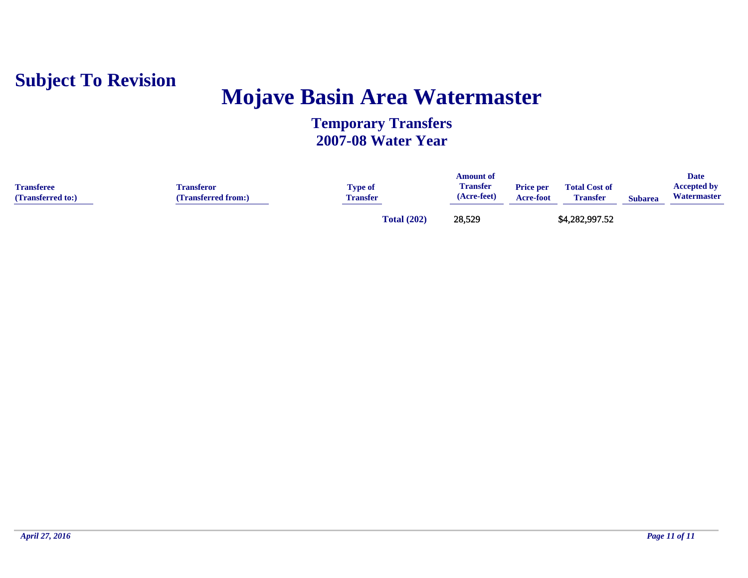**Subject To Revision**

# Mojave Basin Area Watermaster

## Temporary Transfers
## 2007-08 Water Year

| Transferee (Transferred to:) | Transferor (Transferred from:) | Type of Transfer | | Amount of Transfer (Acre-feet) | Price per Acre-foot | Total Cost of Transfer | Subarea | Date Accepted by Watermaster |
|---|---|---|---|---|---|---|---|---|
| | | | **Total (202)** | 28,529 | | $4,282,997.52 | | |